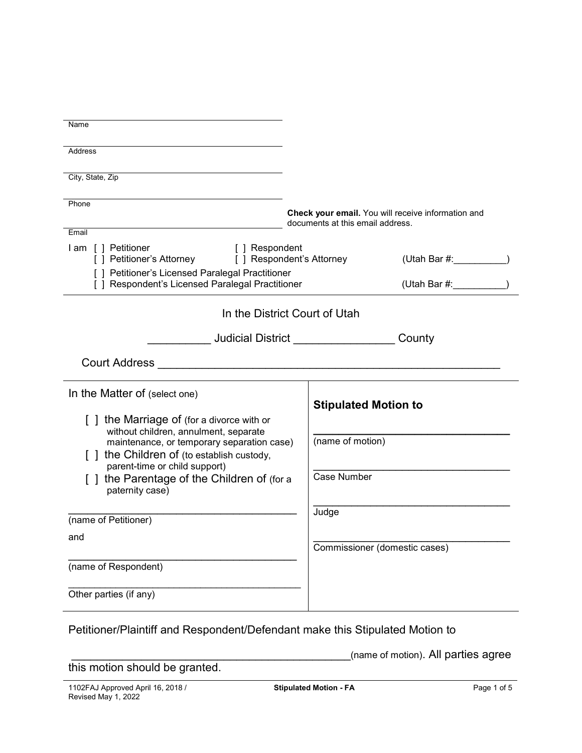\_\_\_\_\_\_\_\_\_\_\_\_\_\_\_\_\_\_\_\_\_\_\_\_\_\_\_\_\_\_\_\_\_\_\_\_\_\_\_\_
Name

\_\_\_\_\_\_\_\_\_\_\_\_\_\_\_\_\_\_\_\_\_\_\_\_\_\_\_\_\_\_\_\_\_\_\_\_\_\_\_\_
Address

\_\_\_\_\_\_\_\_\_\_\_\_\_\_\_\_\_\_\_\_\_\_\_\_\_\_\_\_\_\_\_\_\_\_\_\_\_\_\_\_
City, State, Zip

\_\_\_\_\_\_\_\_\_\_\_\_\_\_\_\_\_\_\_\_\_\_\_\_\_\_\_\_\_\_\_\_\_\_\_\_\_\_\_\_
Phone

\_\_\_\_\_\_\_\_\_\_\_\_\_\_\_\_\_\_\_\_\_\_\_\_\_\_\_\_\_\_\_\_\_\_\_\_\_\_\_\_
Email

**Check your email.** You will receive information and documents at this email address.

I am [ ] Petitioner [ ] Respondent
[ ] Petitioner's Attorney [ ] Respondent's Attorney (Utah Bar #:__________)
[ ] Petitioner's Licensed Paralegal Practitioner
[ ] Respondent's Licensed Paralegal Practitioner (Utah Bar #:__________)

In the District Court of Utah

__________ Judicial District ________________ County

Court Address ________________________________________________________

| In the Matter of (select one) | **Stipulated Motion to** |
|---|---|
| [ ] the Marriage of (for a divorce with or without children, annulment, separate maintenance, or temporary separation case) | ________________________________ (name of motion) |
| [ ] the Children of (to establish custody, parent-time or child support) | ________________________________ Case Number |
| [ ] the Parentage of the Children of (for a paternity case) | ________________________________ Judge |
| ________________________________ (name of Petitioner) | ________________________________ Commissioner (domestic cases) |
| and | |
| ________________________________ (name of Respondent) | |
| ________________________________ Other parties (if any) | |

Petitioner/Plaintiff and Respondent/Defendant make this Stipulated Motion to

_______________________________________________(name of motion). All parties agree this motion should be granted.

1102FAJ Approved April 16, 2018 / Revised May 1, 2022 — Stipulated Motion - FA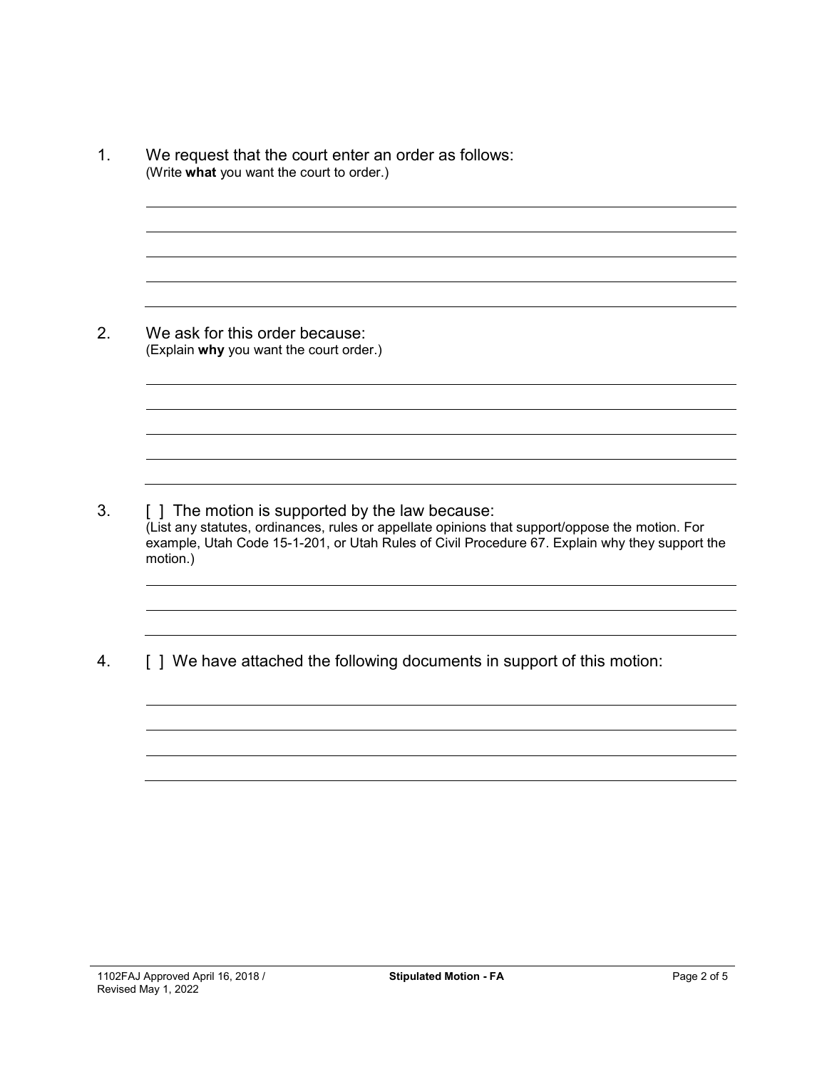1. We request that the court enter an order as follows:
(Write **what** you want the court to order.)

\_\_\_\_\_\_\_\_\_\_\_\_\_\_\_\_\_\_\_\_\_\_\_\_\_\_\_\_\_\_\_\_\_\_\_\_\_\_\_\_\_\_\_\_\_\_\_\_\_\_\_\_\_\_\_\_\_\_\_\_

\_\_\_\_\_\_\_\_\_\_\_\_\_\_\_\_\_\_\_\_\_\_\_\_\_\_\_\_\_\_\_\_\_\_\_\_\_\_\_\_\_\_\_\_\_\_\_\_\_\_\_\_\_\_\_\_\_\_\_\_

\_\_\_\_\_\_\_\_\_\_\_\_\_\_\_\_\_\_\_\_\_\_\_\_\_\_\_\_\_\_\_\_\_\_\_\_\_\_\_\_\_\_\_\_\_\_\_\_\_\_\_\_\_\_\_\_\_\_\_\_

\_\_\_\_\_\_\_\_\_\_\_\_\_\_\_\_\_\_\_\_\_\_\_\_\_\_\_\_\_\_\_\_\_\_\_\_\_\_\_\_\_\_\_\_\_\_\_\_\_\_\_\_\_\_\_\_\_\_\_\_

\_\_\_\_\_\_\_\_\_\_\_\_\_\_\_\_\_\_\_\_\_\_\_\_\_\_\_\_\_\_\_\_\_\_\_\_\_\_\_\_\_\_\_\_\_\_\_\_\_\_\_\_\_\_\_\_\_\_\_\_

2. We ask for this order because:
(Explain **why** you want the court order.)

\_\_\_\_\_\_\_\_\_\_\_\_\_\_\_\_\_\_\_\_\_\_\_\_\_\_\_\_\_\_\_\_\_\_\_\_\_\_\_\_\_\_\_\_\_\_\_\_\_\_\_\_\_\_\_\_\_\_\_\_

\_\_\_\_\_\_\_\_\_\_\_\_\_\_\_\_\_\_\_\_\_\_\_\_\_\_\_\_\_\_\_\_\_\_\_\_\_\_\_\_\_\_\_\_\_\_\_\_\_\_\_\_\_\_\_\_\_\_\_\_

\_\_\_\_\_\_\_\_\_\_\_\_\_\_\_\_\_\_\_\_\_\_\_\_\_\_\_\_\_\_\_\_\_\_\_\_\_\_\_\_\_\_\_\_\_\_\_\_\_\_\_\_\_\_\_\_\_\_\_\_

\_\_\_\_\_\_\_\_\_\_\_\_\_\_\_\_\_\_\_\_\_\_\_\_\_\_\_\_\_\_\_\_\_\_\_\_\_\_\_\_\_\_\_\_\_\_\_\_\_\_\_\_\_\_\_\_\_\_\_\_

\_\_\_\_\_\_\_\_\_\_\_\_\_\_\_\_\_\_\_\_\_\_\_\_\_\_\_\_\_\_\_\_\_\_\_\_\_\_\_\_\_\_\_\_\_\_\_\_\_\_\_\_\_\_\_\_\_\_\_\_

3. [ ] The motion is supported by the law because:
(List any statutes, ordinances, rules or appellate opinions that support/oppose the motion. For example, Utah Code 15-1-201, or Utah Rules of Civil Procedure 67. Explain why they support the motion.)

\_\_\_\_\_\_\_\_\_\_\_\_\_\_\_\_\_\_\_\_\_\_\_\_\_\_\_\_\_\_\_\_\_\_\_\_\_\_\_\_\_\_\_\_\_\_\_\_\_\_\_\_\_\_\_\_\_\_\_\_

\_\_\_\_\_\_\_\_\_\_\_\_\_\_\_\_\_\_\_\_\_\_\_\_\_\_\_\_\_\_\_\_\_\_\_\_\_\_\_\_\_\_\_\_\_\_\_\_\_\_\_\_\_\_\_\_\_\_\_\_

\_\_\_\_\_\_\_\_\_\_\_\_\_\_\_\_\_\_\_\_\_\_\_\_\_\_\_\_\_\_\_\_\_\_\_\_\_\_\_\_\_\_\_\_\_\_\_\_\_\_\_\_\_\_\_\_\_\_\_\_

4. [ ] We have attached the following documents in support of this motion:

\_\_\_\_\_\_\_\_\_\_\_\_\_\_\_\_\_\_\_\_\_\_\_\_\_\_\_\_\_\_\_\_\_\_\_\_\_\_\_\_\_\_\_\_\_\_\_\_\_\_\_\_\_\_\_\_\_\_\_\_

\_\_\_\_\_\_\_\_\_\_\_\_\_\_\_\_\_\_\_\_\_\_\_\_\_\_\_\_\_\_\_\_\_\_\_\_\_\_\_\_\_\_\_\_\_\_\_\_\_\_\_\_\_\_\_\_\_\_\_\_

\_\_\_\_\_\_\_\_\_\_\_\_\_\_\_\_\_\_\_\_\_\_\_\_\_\_\_\_\_\_\_\_\_\_\_\_\_\_\_\_\_\_\_\_\_\_\_\_\_\_\_\_\_\_\_\_\_\_\_\_

\_\_\_\_\_\_\_\_\_\_\_\_\_\_\_\_\_\_\_\_\_\_\_\_\_\_\_\_\_\_\_\_\_\_\_\_\_\_\_\_\_\_\_\_\_\_\_\_\_\_\_\_\_\_\_\_\_\_\_\_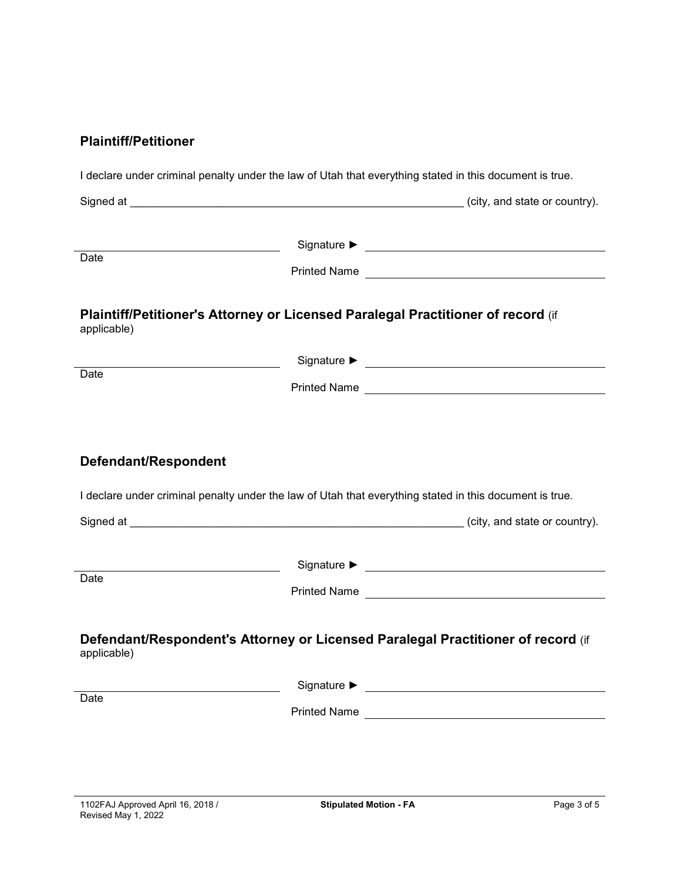### Plaintiff/Petitioner

I declare under criminal penalty under the law of Utah that everything stated in this document is true.

Signed at ________________________________________________________ (city, and state or country).

| | |
|---|---|
| ______________________________ | Signature ► ______________________________ |
| Date | Printed Name ______________________________ |

### Plaintiff/Petitioner's Attorney or Licensed Paralegal Practitioner of record (if applicable)

| | |
|---|---|
| ______________________________ | Signature ► ______________________________ |
| Date | Printed Name ______________________________ |

### Defendant/Respondent

I declare under criminal penalty under the law of Utah that everything stated in this document is true.

Signed at ________________________________________________________ (city, and state or country).

| | |
|---|---|
| ______________________________ | Signature ► ______________________________ |
| Date | Printed Name ______________________________ |

### Defendant/Respondent's Attorney or Licensed Paralegal Practitioner of record (if applicable)

| | |
|---|---|
| ______________________________ | Signature ► ______________________________ |
| Date | Printed Name ______________________________ |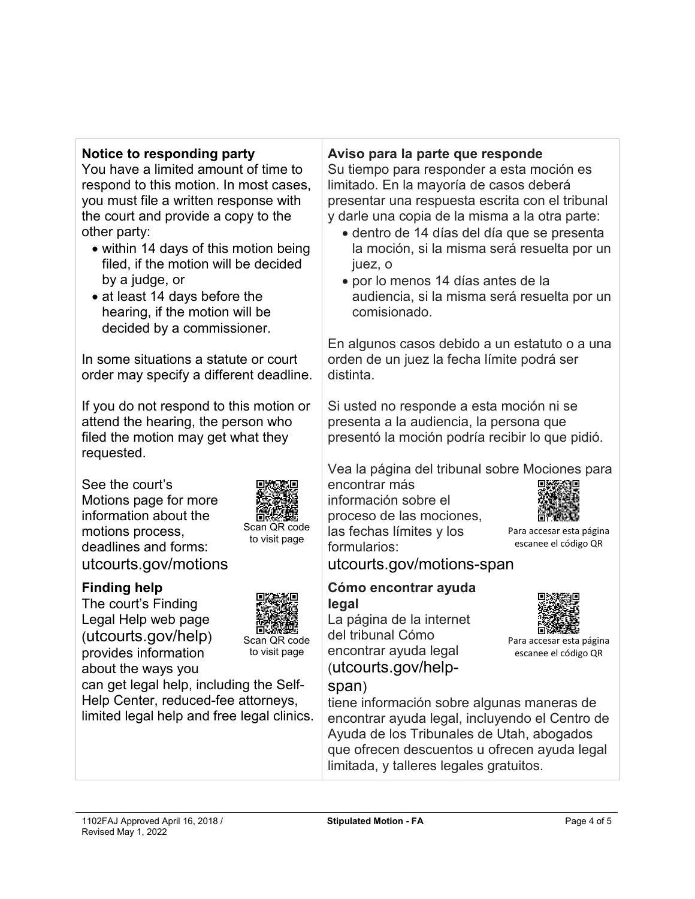**Notice to responding party**
You have a limited amount of time to respond to this motion. In most cases, you must file a written response with the court and provide a copy to the other party:

- within 14 days of this motion being filed, if the motion will be decided by a judge, or
- at least 14 days before the hearing, if the motion will be decided by a commissioner.

In some situations a statute or court order may specify a different deadline.

If you do not respond to this motion or attend the hearing, the person who filed the motion may get what they requested.

See the court's Motions page for more information about the motions process, deadlines and forms: utcourts.gov/motions

Scan QR code to visit page

**Finding help**
The court's Finding Legal Help web page (utcourts.gov/help) provides information about the ways you can get legal help, including the Self-Help Center, reduced-fee attorneys, limited legal help and free legal clinics.

Scan QR code to visit page

**Aviso para la parte que responde**
Su tiempo para responder a esta moción es limitado. En la mayoría de casos deberá presentar una respuesta escrita con el tribunal y darle una copia de la misma a la otra parte:

- dentro de 14 días del día que se presenta la moción, si la misma será resuelta por un juez, o
- por lo menos 14 días antes de la audiencia, si la misma será resuelta por un comisionado.

En algunos casos debido a un estatuto o a una orden de un juez la fecha límite podrá ser distinta.

Si usted no responde a esta moción ni se presenta a la audiencia, la persona que presentó la moción podría recibir lo que pidió.

Vea la página del tribunal sobre Mociones para encontrar más información sobre el proceso de las mociones, las fechas límites y los formularios: utcourts.gov/motions-span

Para accesar esta página escanee el código QR

**Cómo encontrar ayuda legal**
La página de la internet del tribunal Cómo encontrar ayuda legal (utcourts.gov/help-span) tiene información sobre algunas maneras de encontrar ayuda legal, incluyendo el Centro de Ayuda de los Tribunales de Utah, abogados que ofrecen descuentos u ofrecen ayuda legal limitada, y talleres legales gratuitos.

Para accesar esta página escanee el código QR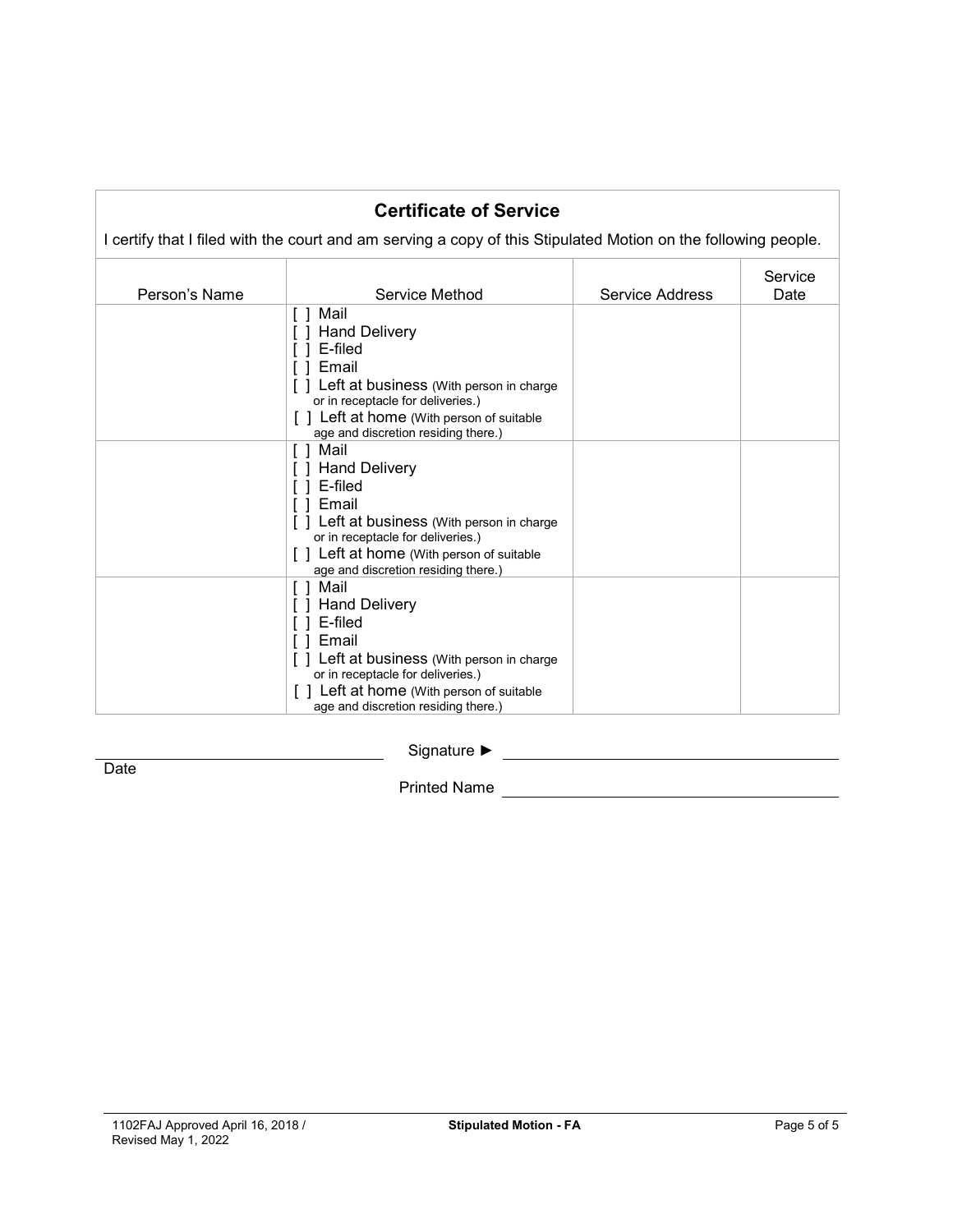## Certificate of Service

I certify that I filed with the court and am serving a copy of this Stipulated Motion on the following people.

| Person's Name | Service Method | Service Address | Service Date |
| --- | --- | --- | --- |
| | [ ] Mail<br>[ ] Hand Delivery<br>[ ] E-filed<br>[ ] Email<br>[ ] Left at business (With person in charge or in receptacle for deliveries.)<br>[ ] Left at home (With person of suitable age and discretion residing there.) | | |
| | [ ] Mail<br>[ ] Hand Delivery<br>[ ] E-filed<br>[ ] Email<br>[ ] Left at business (With person in charge or in receptacle for deliveries.)<br>[ ] Left at home (With person of suitable age and discretion residing there.) | | |
| | [ ] Mail<br>[ ] Hand Delivery<br>[ ] E-filed<br>[ ] Email<br>[ ] Left at business (With person in charge or in receptacle for deliveries.)<br>[ ] Left at home (With person of suitable age and discretion residing there.) | | |

_______________________________
Date

Signature ► _______________________________

Printed Name _______________________________

1102FAJ Approved April 16, 2018 / Revised May 1, 2022

**Stipulated Motion - FA**